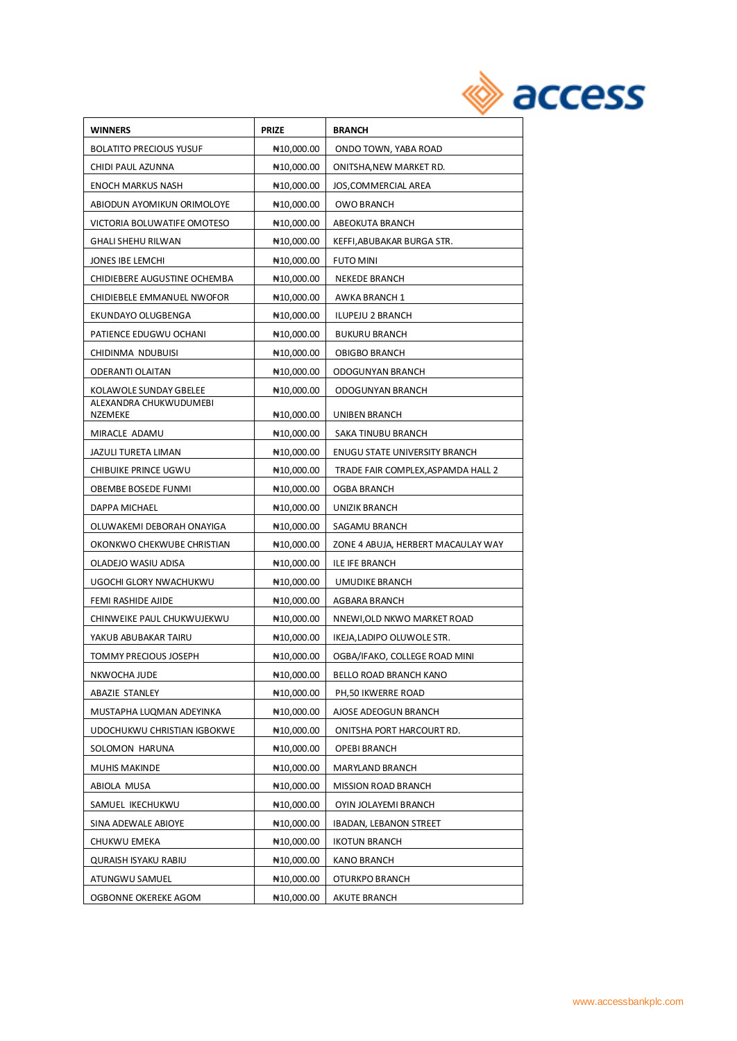| WINNERS | PRIZE | BRANCH |
| --- | --- | --- |
| BOLATITO PRECIOUS YUSUF | ₦10,000.00 | ONDO TOWN, YABA ROAD |
| CHIDI PAUL AZUNNA | ₦10,000.00 | ONITSHA,NEW MARKET RD. |
| ENOCH MARKUS NASH | ₦10,000.00 | JOS,COMMERCIAL AREA |
| ABIODUN AYOMIKUN ORIMOLOYE | ₦10,000.00 | OWO BRANCH |
| VICTORIA BOLUWATIFE OMOTESO | ₦10,000.00 | ABEOKUTA BRANCH |
| GHALI SHEHU RILWAN | ₦10,000.00 | KEFFI,ABUBAKAR BURGA STR. |
| JONES IBE LEMCHI | ₦10,000.00 | FUTO MINI |
| CHIDIEBERE AUGUSTINE OCHEMBA | ₦10,000.00 | NEKEDE BRANCH |
| CHIDIEBELE EMMANUEL NWOFOR | ₦10,000.00 | AWKA BRANCH 1 |
| EKUNDAYO OLUGBENGA | ₦10,000.00 | ILUPEJU 2 BRANCH |
| PATIENCE EDUGWU OCHANI | ₦10,000.00 | BUKURU BRANCH |
| CHIDINMA NDUBUISI | ₦10,000.00 | OBIGBO BRANCH |
| ODERANTI OLAITAN | ₦10,000.00 | ODOGUNYAN BRANCH |
| KOLAWOLE SUNDAY GBELEE | ₦10,000.00 | ODOGUNYAN BRANCH |
| ALEXANDRA CHUKWUDUMEBI NZEMEKE | ₦10,000.00 | UNIBEN BRANCH |
| MIRACLE ADAMU | ₦10,000.00 | SAKA TINUBU BRANCH |
| JAZULI TURETA LIMAN | ₦10,000.00 | ENUGU STATE UNIVERSITY BRANCH |
| CHIBUIKE PRINCE UGWU | ₦10,000.00 | TRADE FAIR COMPLEX,ASPAMDA HALL 2 |
| OBEMBE BOSEDE FUNMI | ₦10,000.00 | OGBA BRANCH |
| DAPPA MICHAEL | ₦10,000.00 | UNIZIK BRANCH |
| OLUWAKEMI DEBORAH ONAYIGA | ₦10,000.00 | SAGAMU BRANCH |
| OKONKWO CHEKWUBE CHRISTIAN | ₦10,000.00 | ZONE 4 ABUJA, HERBERT MACAULAY WAY |
| OLADEJO WASIU ADISA | ₦10,000.00 | ILE IFE BRANCH |
| UGOCHI GLORY NWACHUKWU | ₦10,000.00 | UMUDIKE BRANCH |
| FEMI RASHIDE AJIDE | ₦10,000.00 | AGBARA BRANCH |
| CHINWEIKE PAUL CHUKWUJEKWU | ₦10,000.00 | NNEWI,OLD NKWO MARKET ROAD |
| YAKUB ABUBAKAR TAIRU | ₦10,000.00 | IKEJA,LADIPO OLUWOLE STR. |
| TOMMY PRECIOUS JOSEPH | ₦10,000.00 | OGBA/IFAKO, COLLEGE ROAD MINI |
| NKWOCHA JUDE | ₦10,000.00 | BELLO ROAD BRANCH KANO |
| ABAZIE STANLEY | ₦10,000.00 | PH,50 IKWERRE ROAD |
| MUSTAPHA LUQMAN ADEYINKA | ₦10,000.00 | AJOSE ADEOGUN BRANCH |
| UDOCHUKWU CHRISTIAN IGBOKWE | ₦10,000.00 | ONITSHA PORT HARCOURT RD. |
| SOLOMON HARUNA | ₦10,000.00 | OPEBI BRANCH |
| MUHIS MAKINDE | ₦10,000.00 | MARYLAND BRANCH |
| ABIOLA MUSA | ₦10,000.00 | MISSION ROAD BRANCH |
| SAMUEL IKECHUKWU | ₦10,000.00 | OYIN JOLAYEMI BRANCH |
| SINA ADEWALE ABIOYE | ₦10,000.00 | IBADAN, LEBANON STREET |
| CHUKWU EMEKA | ₦10,000.00 | IKOTUN BRANCH |
| QURAISH ISYAKU RABIU | ₦10,000.00 | KANO BRANCH |
| ATUNGWU SAMUEL | ₦10,000.00 | OTURKPO BRANCH |
| OGBONNE OKEREKE AGOM | ₦10,000.00 | AKUTE BRANCH |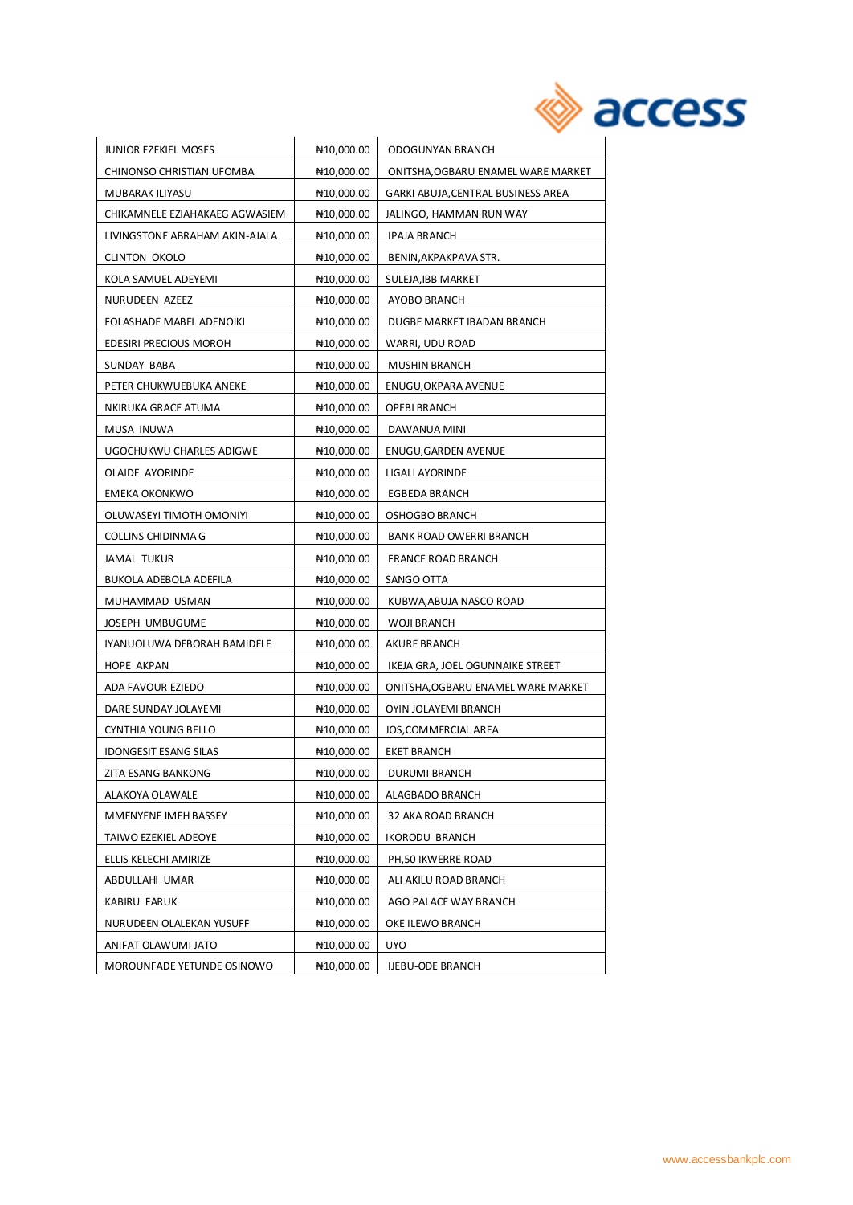| | | |
|---|---|---|
| JUNIOR EZEKIEL MOSES | ₦10,000.00 | ODOGUNYAN BRANCH |
| CHINONSO CHRISTIAN UFOMBA | ₦10,000.00 | ONITSHA,OGBARU ENAMEL WARE MARKET |
| MUBARAK ILIYASU | ₦10,000.00 | GARKI ABUJA,CENTRAL BUSINESS AREA |
| CHIKAMNELE EZIAHAKAEG AGWASIEM | ₦10,000.00 | JALINGO, HAMMAN RUN WAY |
| LIVINGSTONE ABRAHAM AKIN-AJALA | ₦10,000.00 | IPAJA BRANCH |
| CLINTON OKOLO | ₦10,000.00 | BENIN,AKPAKPAVA STR. |
| KOLA SAMUEL ADEYEMI | ₦10,000.00 | SULEJA,IBB MARKET |
| NURUDEEN AZEEZ | ₦10,000.00 | AYOBO BRANCH |
| FOLASHADE MABEL ADENOIKI | ₦10,000.00 | DUGBE MARKET IBADAN BRANCH |
| EDESIRI PRECIOUS MOROH | ₦10,000.00 | WARRI, UDU ROAD |
| SUNDAY BABA | ₦10,000.00 | MUSHIN BRANCH |
| PETER CHUKWUEBUKA ANEKE | ₦10,000.00 | ENUGU,OKPARA AVENUE |
| NKIRUKA GRACE ATUMA | ₦10,000.00 | OPEBI BRANCH |
| MUSA INUWA | ₦10,000.00 | DAWANUA MINI |
| UGOCHUKWU CHARLES ADIGWE | ₦10,000.00 | ENUGU,GARDEN AVENUE |
| OLAIDE AYORINDE | ₦10,000.00 | LIGALI AYORINDE |
| EMEKA OKONKWO | ₦10,000.00 | EGBEDA BRANCH |
| OLUWASEYI TIMOTH OMONIYI | ₦10,000.00 | OSHOGBO BRANCH |
| COLLINS CHIDINMA G | ₦10,000.00 | BANK ROAD OWERRI BRANCH |
| JAMAL TUKUR | ₦10,000.00 | FRANCE ROAD BRANCH |
| BUKOLA ADEBOLA ADEFILA | ₦10,000.00 | SANGO OTTA |
| MUHAMMAD USMAN | ₦10,000.00 | KUBWA,ABUJA NASCO ROAD |
| JOSEPH UMBUGUME | ₦10,000.00 | WOJI BRANCH |
| IYANUOLUWA DEBORAH BAMIDELE | ₦10,000.00 | AKURE BRANCH |
| HOPE AKPAN | ₦10,000.00 | IKEJA GRA, JOEL OGUNNAIKE STREET |
| ADA FAVOUR EZIEDO | ₦10,000.00 | ONITSHA,OGBARU ENAMEL WARE MARKET |
| DARE SUNDAY JOLAYEMI | ₦10,000.00 | OYIN JOLAYEMI BRANCH |
| CYNTHIA YOUNG BELLO | ₦10,000.00 | JOS,COMMERCIAL AREA |
| IDONGESIT ESANG SILAS | ₦10,000.00 | EKET BRANCH |
| ZITA ESANG BANKONG | ₦10,000.00 | DURUMI BRANCH |
| ALAKOYA OLAWALE | ₦10,000.00 | ALAGBADO BRANCH |
| MMENYENE IMEH BASSEY | ₦10,000.00 | 32 AKA ROAD BRANCH |
| TAIWO EZEKIEL ADEOYE | ₦10,000.00 | IKORODU BRANCH |
| ELLIS KELECHI AMIRIZE | ₦10,000.00 | PH,50 IKWERRE ROAD |
| ABDULLAHI UMAR | ₦10,000.00 | ALI AKILU ROAD BRANCH |
| KABIRU FARUK | ₦10,000.00 | AGO PALACE WAY BRANCH |
| NURUDEEN OLALEKAN YUSUFF | ₦10,000.00 | OKE ILEWO BRANCH |
| ANIFAT OLAWUMI JATO | ₦10,000.00 | UYO |
| MOROUNFADE YETUNDE OSINOWO | ₦10,000.00 | IJEBU-ODE BRANCH |